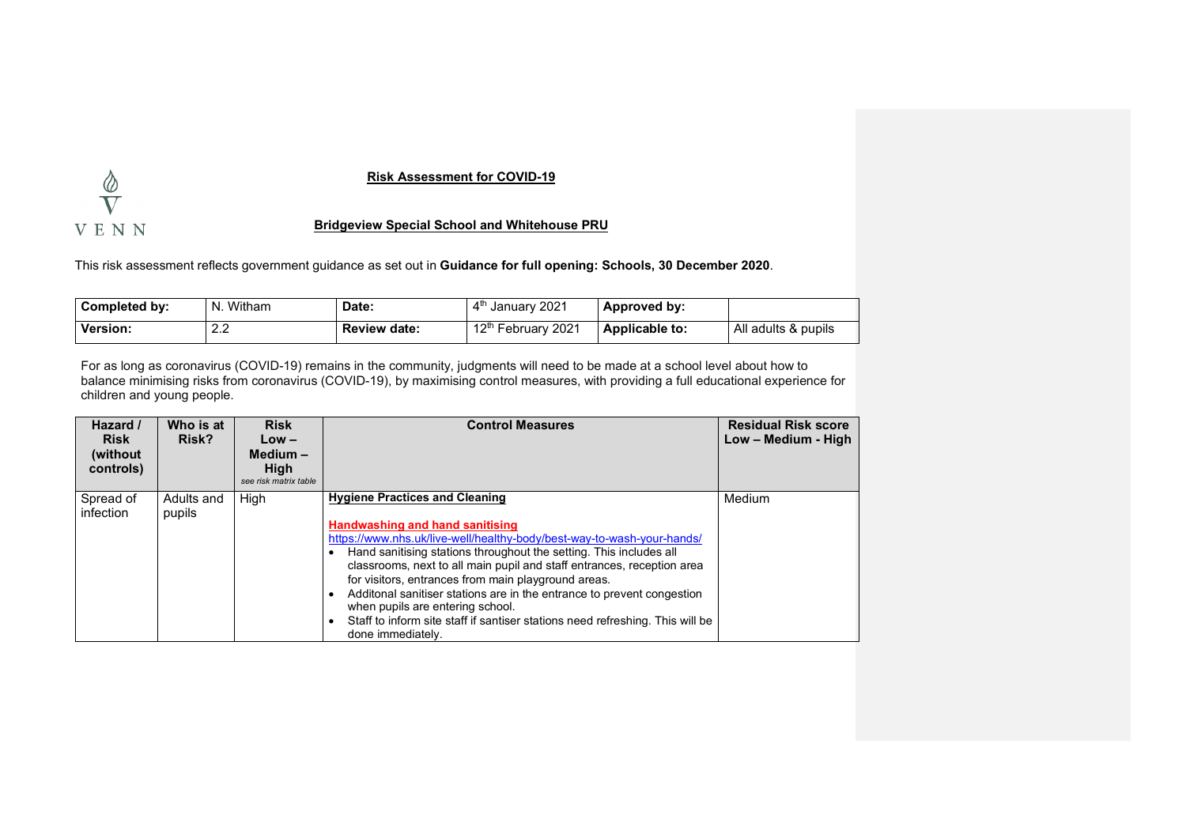VENN

**Risk Assessment for COVID-19**

**Bridgeview Special School and Whitehouse PRU**

This risk assessment reflects government guidance as set out in **Guidance for full opening: Schools, 30 December 2020**.

| **Completed by:** | N. Witham | **Date:** | 4th January 2021 | **Approved by:** | |
|---|---|---|---|---|---|
| **Version:** | 2.2 | **Review date:** | 12th February 2021 | **Applicable to:** | All adults & pupils |

For as long as coronavirus (COVID-19) remains in the community, judgments will need to be made at a school level about how to balance minimising risks from coronavirus (COVID-19), by maximising control measures, with providing a full educational experience for children and young people.

| Hazard / Risk (without controls) | Who is at Risk? | Risk Low – Medium – High *see risk matrix table* | Control Measures | Residual Risk score Low – Medium - High |
|---|---|---|---|---|
| Spread of infection | Adults and pupils | High | **Hygiene Practices and Cleaning**<br><br>**Handwashing and hand sanitising**<br>https://www.nhs.uk/live-well/healthy-body/best-way-to-wash-your-hands/<br>• Hand sanitising stations throughout the setting. This includes all classrooms, next to all main pupil and staff entrances, reception area for visitors, entrances from main playground areas.<br>• Additonal sanitiser stations are in the entrance to prevent congestion when pupils are entering school.<br>• Staff to inform site staff if santiser stations need refreshing. This will be done immediately. | Medium |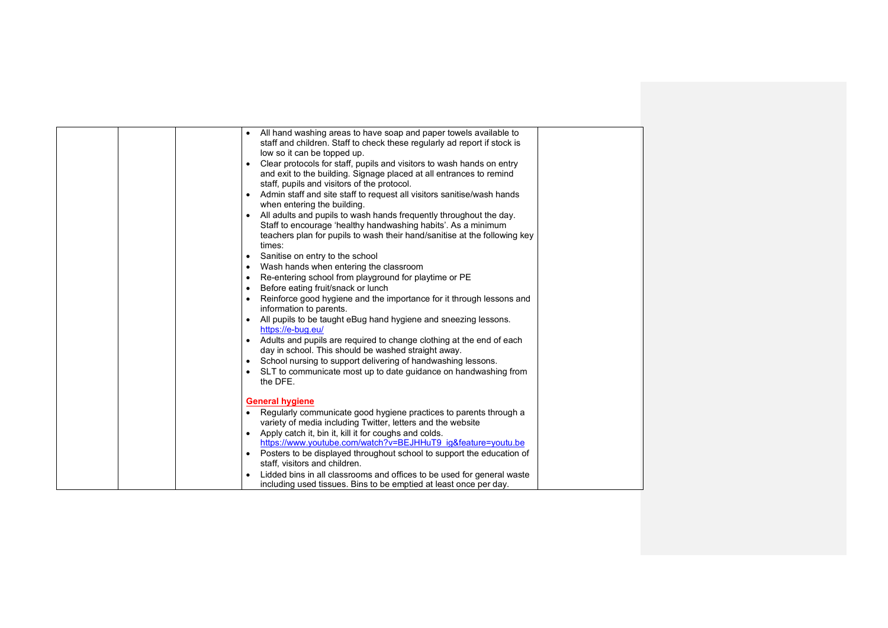| | | | | |
|---|---|---|---|---|
| | | | • All hand washing areas to have soap and paper towels available to staff and children. Staff to check these regularly ad report if stock is low so it can be topped up.<br>• Clear protocols for staff, pupils and visitors to wash hands on entry and exit to the building. Signage placed at all entrances to remind staff, pupils and visitors of the protocol.<br>• Admin staff and site staff to request all visitors sanitise/wash hands when entering the building.<br>• All adults and pupils to wash hands frequently throughout the day. Staff to encourage 'healthy handwashing habits'. As a minimum teachers plan for pupils to wash their hand/sanitise at the following key times:<br>• Sanitise on entry to the school<br>• Wash hands when entering the classroom<br>• Re-entering school from playground for playtime or PE<br>• Before eating fruit/snack or lunch<br>• Reinforce good hygiene and the importance for it through lessons and information to parents.<br>• All pupils to be taught eBug hand hygiene and sneezing lessons. https://e-bug.eu/<br>• Adults and pupils are required to change clothing at the end of each day in school. This should be washed straight away.<br>• School nursing to support delivering of handwashing lessons.<br>• SLT to communicate most up to date guidance on handwashing from the DFE.<br><br>**General hygiene**<br>• Regularly communicate good hygiene practices to parents through a variety of media including Twitter, letters and the website<br>• Apply catch it, bin it, kill it for coughs and colds. https://www.youtube.com/watch?v=BEJHHuT9_ig&feature=youtu.be<br>• Posters to be displayed throughout school to support the education of staff, visitors and children.<br>• Lidded bins in all classrooms and offices to be used for general waste including used tissues. Bins to be emptied at least once per day. | |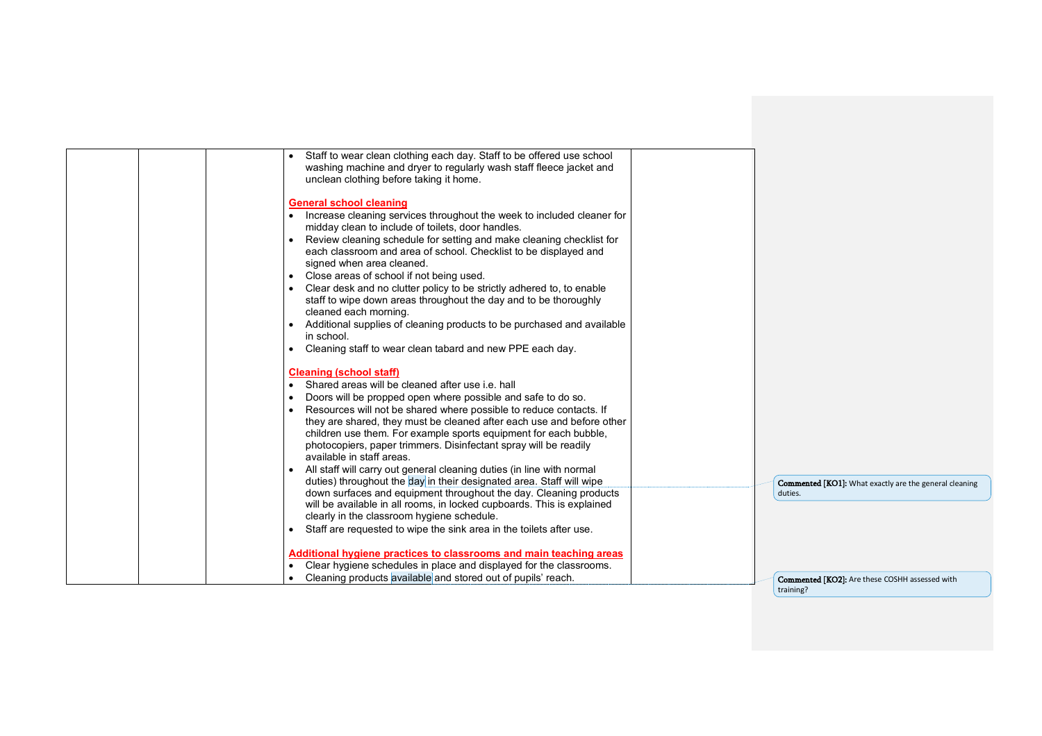| | | | Content | |
|---|---|---|---|---|
| | | | • Staff to wear clean clothing each day. Staff to be offered use school washing machine and dryer to regularly wash staff fleece jacket and unclean clothing before taking it home.<br><br>**General school cleaning**<br>• Increase cleaning services throughout the week to included cleaner for midday clean to include of toilets, door handles.<br>• Review cleaning schedule for setting and make cleaning checklist for each classroom and area of school. Checklist to be displayed and signed when area cleaned.<br>• Close areas of school if not being used.<br>• Clear desk and no clutter policy to be strictly adhered to, to enable staff to wipe down areas throughout the day and to be thoroughly cleaned each morning.<br>• Additional supplies of cleaning products to be purchased and available in school.<br>• Cleaning staff to wear clean tabard and new PPE each day.<br><br>**Cleaning (school staff)**<br>• Shared areas will be cleaned after use i.e. hall<br>• Doors will be propped open where possible and safe to do so.<br>• Resources will not be shared where possible to reduce contacts. If they are shared, they must be cleaned after each use and before other children use them. For example sports equipment for each bubble, photocopiers, paper trimmers. Disinfectant spray will be readily available in staff areas.<br>• All staff will carry out general cleaning duties (in line with normal duties) throughout the day in their designated area. Staff will wipe down surfaces and equipment throughout the day. Cleaning products will be available in all rooms, in locked cupboards. This is explained clearly in the classroom hygiene schedule.<br>• Staff are requested to wipe the sink area in the toilets after use.<br><br>**Additional hygiene practices to classrooms and main teaching areas**<br>• Clear hygiene schedules in place and displayed for the classrooms.<br>• Cleaning products available and stored out of pupils' reach. | |

**Commented [KO1]:** What exactly are the general cleaning duties.

**Commented [KO2]:** Are these COSHH assessed with training?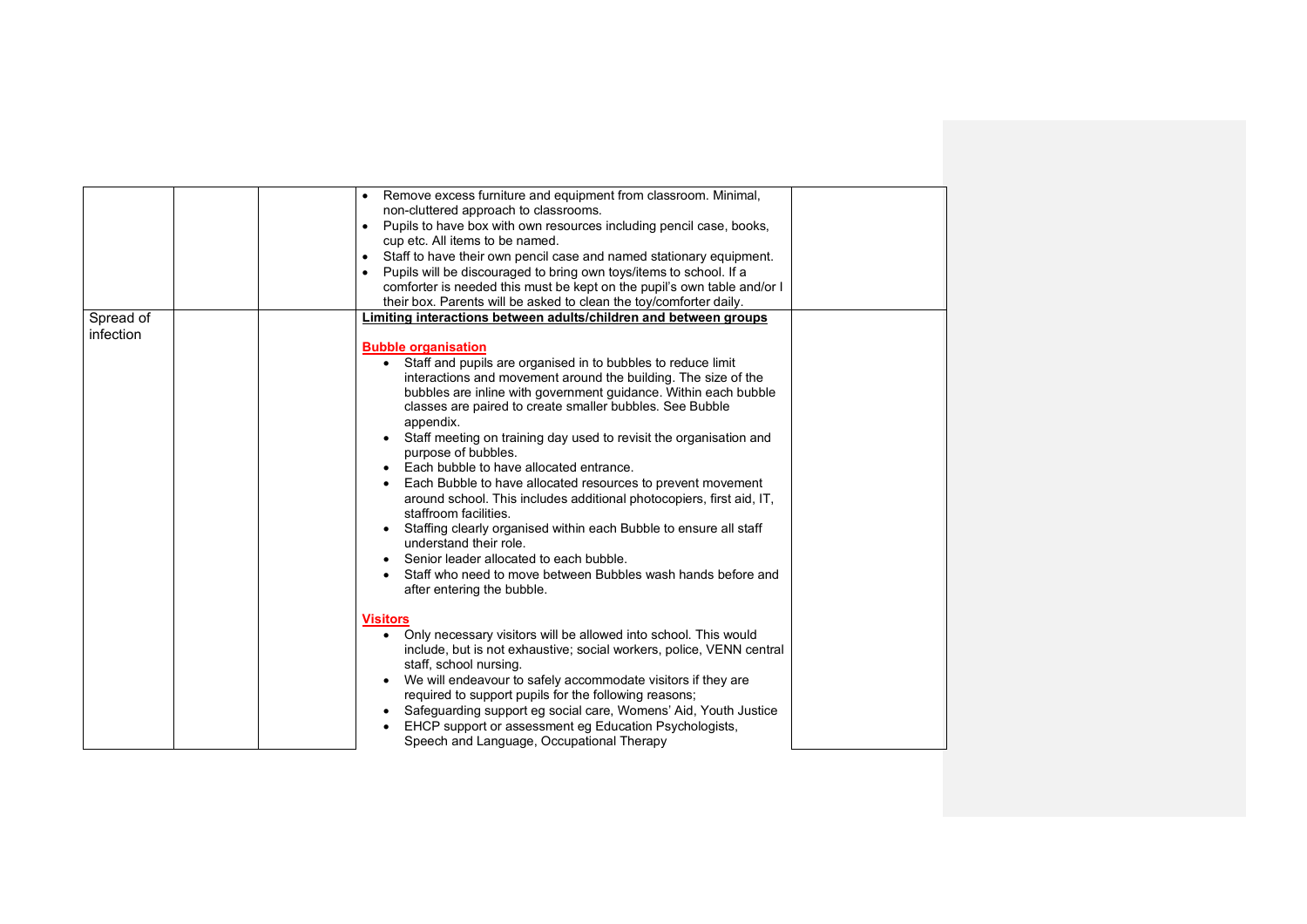| | | | | |
|---|---|---|---|---|
| | | | • Remove excess furniture and equipment from classroom. Minimal, non-cluttered approach to classrooms.<br>• Pupils to have box with own resources including pencil case, books, cup etc. All items to be named.<br>• Staff to have their own pencil case and named stationary equipment.<br>• Pupils will be discouraged to bring own toys/items to school. If a comforter is needed this must be kept on the pupil's own table and/or I their box. Parents will be asked to clean the toy/comforter daily. | |
| Spread of infection | | | **Limiting interactions between adults/children and between groups**<br><br>**Bubble organisation**<br>• Staff and pupils are organised in to bubbles to reduce limit interactions and movement around the building. The size of the bubbles are inline with government guidance. Within each bubble classes are paired to create smaller bubbles. See Bubble appendix.<br>• Staff meeting on training day used to revisit the organisation and purpose of bubbles.<br>• Each bubble to have allocated entrance.<br>• Each Bubble to have allocated resources to prevent movement around school. This includes additional photocopiers, first aid, IT, staffroom facilities.<br>• Staffing clearly organised within each Bubble to ensure all staff understand their role.<br>• Senior leader allocated to each bubble.<br>• Staff who need to move between Bubbles wash hands before and after entering the bubble.<br><br>**Visitors**<br>• Only necessary visitors will be allowed into school. This would include, but is not exhaustive; social workers, police, VENN central staff, school nursing.<br>• We will endeavour to safely accommodate visitors if they are required to support pupils for the following reasons;<br>• Safeguarding support eg social care, Womens' Aid, Youth Justice<br>• EHCP support or assessment eg Education Psychologists, Speech and Language, Occupational Therapy | |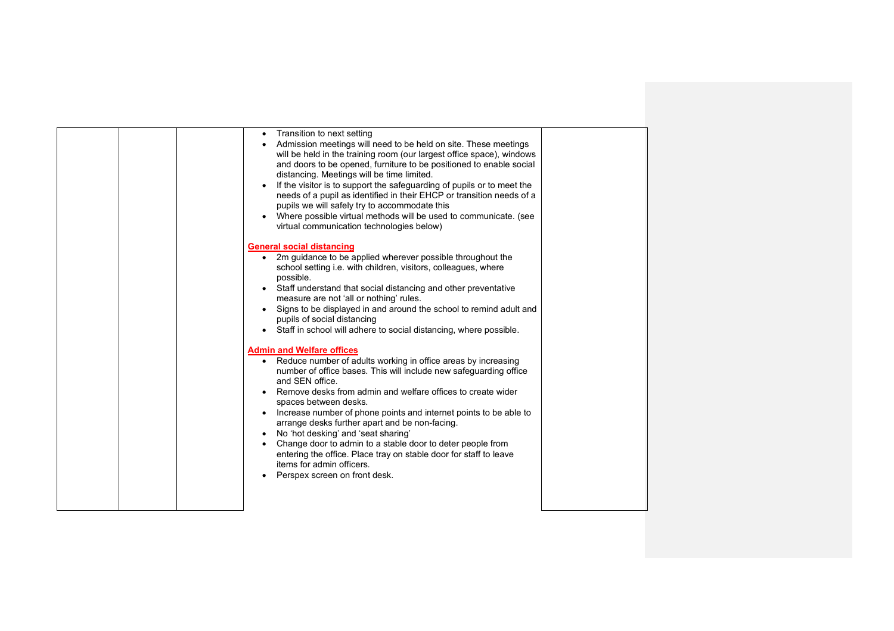| | | | | |
|---|---|---|---|---|
| | | | • Transition to next setting<br>• Admission meetings will need to be held on site. These meetings will be held in the training room (our largest office space), windows and doors to be opened, furniture to be positioned to enable social distancing. Meetings will be time limited.<br>• If the visitor is to support the safeguarding of pupils or to meet the needs of a pupil as identified in their EHCP or transition needs of a pupils we will safely try to accommodate this<br>• Where possible virtual methods will be used to communicate. (see virtual communication technologies below)<br><br>**General social distancing**<br>• 2m guidance to be applied wherever possible throughout the school setting i.e. with children, visitors, colleagues, where possible.<br>• Staff understand that social distancing and other preventative measure are not 'all or nothing' rules.<br>• Signs to be displayed in and around the school to remind adult and pupils of social distancing<br>• Staff in school will adhere to social distancing, where possible.<br><br>**Admin and Welfare offices**<br>• Reduce number of adults working in office areas by increasing number of office bases. This will include new safeguarding office and SEN office.<br>• Remove desks from admin and welfare offices to create wider spaces between desks.<br>• Increase number of phone points and internet points to be able to arrange desks further apart and be non-facing.<br>• No 'hot desking' and 'seat sharing'<br>• Change door to admin to a stable door to deter people from entering the office. Place tray on stable door for staff to leave items for admin officers.<br>• Perspex screen on front desk. | |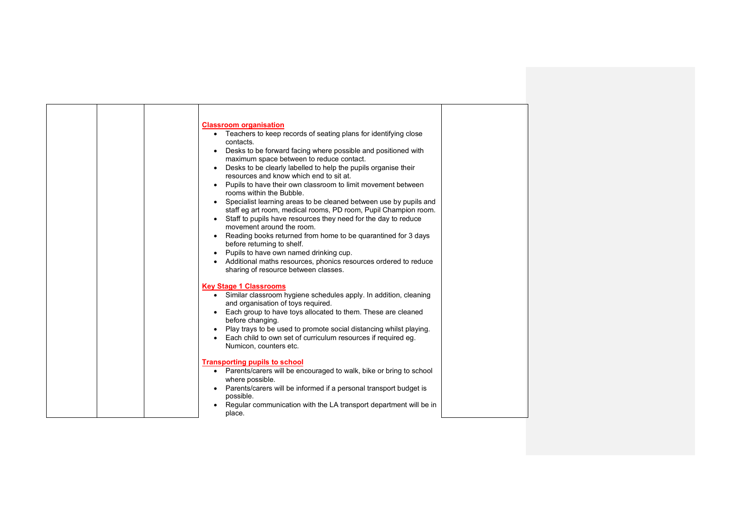| | | | Classroom organisation<br>• Teachers to keep records of seating plans for identifying close contacts.<br>• Desks to be forward facing where possible and positioned with maximum space between to reduce contact.<br>• Desks to be clearly labelled to help the pupils organise their resources and know which end to sit at.<br>• Pupils to have their own classroom to limit movement between rooms within the Bubble.<br>• Specialist learning areas to be cleaned between use by pupils and staff eg art room, medical rooms, PD room, Pupil Champion room.<br>• Staff to pupils have resources they need for the day to reduce movement around the room.<br>• Reading books returned from home to be quarantined for 3 days before returning to shelf.<br>• Pupils to have own named drinking cup.<br>• Additional maths resources, phonics resources ordered to reduce sharing of resource between classes.<br><br>Key Stage 1 Classrooms<br>• Similar classroom hygiene schedules apply. In addition, cleaning and organisation of toys required.<br>• Each group to have toys allocated to them. These are cleaned before changing.<br>• Play trays to be used to promote social distancing whilst playing.<br>• Each child to own set of curriculum resources if required eg. Numicon, counters etc.<br><br>Transporting pupils to school<br>• Parents/carers will be encouraged to walk, bike or bring to school where possible.<br>• Parents/carers will be informed if a personal transport budget is possible.<br>• Regular communication with the LA transport department will be in place. | |
|---|---|---|---|---|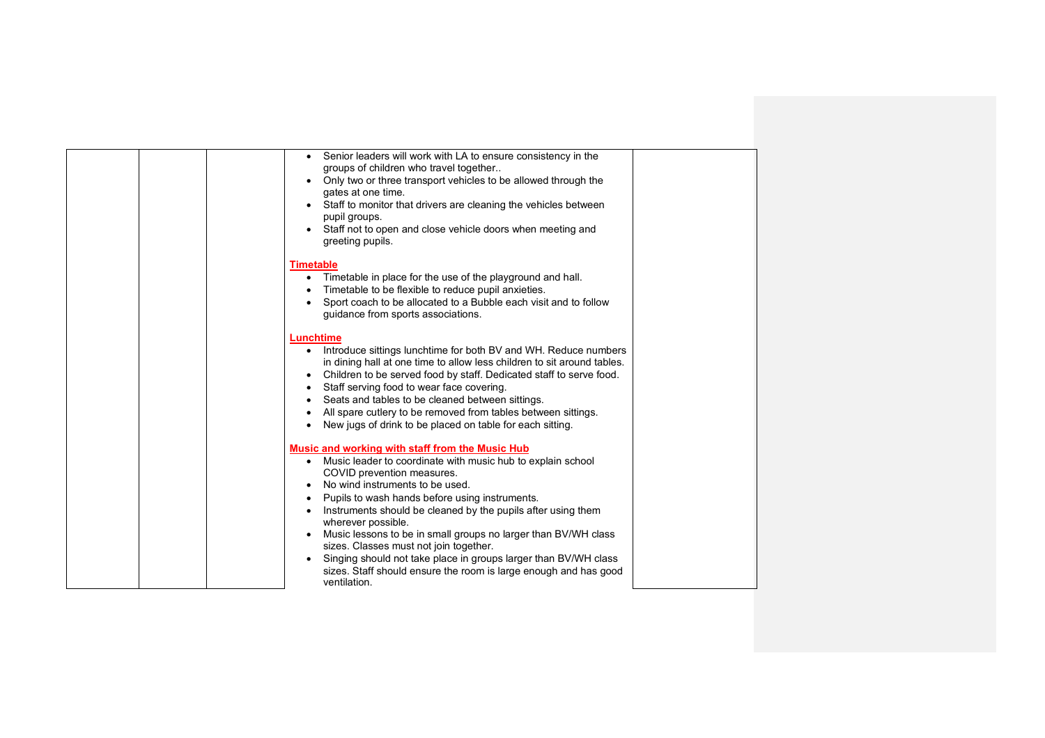| | | | | |
|---|---|---|---|---|
| | | | <ul><li>Senior leaders will work with LA to ensure consistency in the groups of children who travel together..</li><li>Only two or three transport vehicles to be allowed through the gates at one time.</li><li>Staff to monitor that drivers are cleaning the vehicles between pupil groups.</li><li>Staff not to open and close vehicle doors when meeting and greeting pupils.</li></ul> **Timetable** <ul><li>Timetable in place for the use of the playground and hall.</li><li>Timetable to be flexible to reduce pupil anxieties.</li><li>Sport coach to be allocated to a Bubble each visit and to follow guidance from sports associations.</li></ul> **Lunchtime** <ul><li>Introduce sittings lunchtime for both BV and WH. Reduce numbers in dining hall at one time to allow less children to sit around tables.</li><li>Children to be served food by staff. Dedicated staff to serve food.</li><li>Staff serving food to wear face covering.</li><li>Seats and tables to be cleaned between sittings.</li><li>All spare cutlery to be removed from tables between sittings.</li><li>New jugs of drink to be placed on table for each sitting.</li></ul> **Music and working with staff from the Music Hub** <ul><li>Music leader to coordinate with music hub to explain school COVID prevention measures.</li><li>No wind instruments to be used.</li><li>Pupils to wash hands before using instruments.</li><li>Instruments should be cleaned by the pupils after using them wherever possible.</li><li>Music lessons to be in small groups no larger than BV/WH class sizes. Classes must not join together.</li><li>Singing should not take place in groups larger than BV/WH class sizes. Staff should ensure the room is large enough and has good ventilation.</li></ul> | |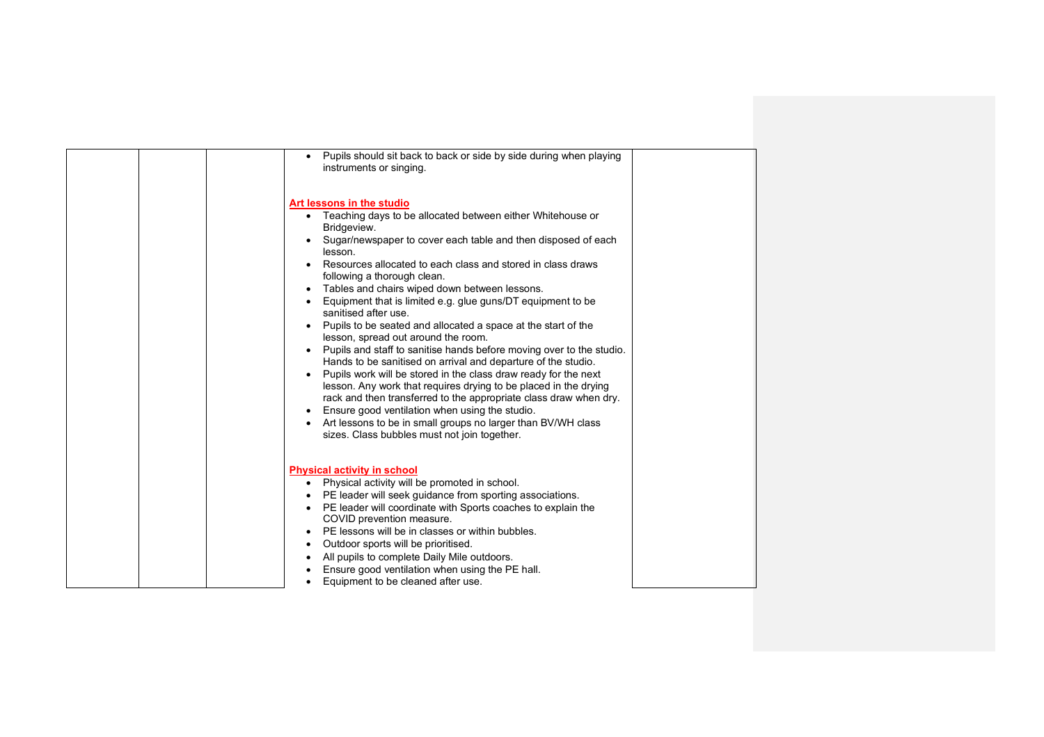| | | | | |
|---|---|---|---|---|
| | | | • Pupils should sit back to back or side by side during when playing instruments or singing.<br><br>**Art lessons in the studio**<br>• Teaching days to be allocated between either Whitehouse or Bridgeview.<br>• Sugar/newspaper to cover each table and then disposed of each lesson.<br>• Resources allocated to each class and stored in class draws following a thorough clean.<br>• Tables and chairs wiped down between lessons.<br>• Equipment that is limited e.g. glue guns/DT equipment to be sanitised after use.<br>• Pupils to be seated and allocated a space at the start of the lesson, spread out around the room.<br>• Pupils and staff to sanitise hands before moving over to the studio. Hands to be sanitised on arrival and departure of the studio.<br>• Pupils work will be stored in the class draw ready for the next lesson. Any work that requires drying to be placed in the drying rack and then transferred to the appropriate class draw when dry.<br>• Ensure good ventilation when using the studio.<br>• Art lessons to be in small groups no larger than BV/WH class sizes. Class bubbles must not join together.<br><br>**Physical activity in school**<br>• Physical activity will be promoted in school.<br>• PE leader will seek guidance from sporting associations.<br>• PE leader will coordinate with Sports coaches to explain the COVID prevention measure.<br>• PE lessons will be in classes or within bubbles.<br>• Outdoor sports will be prioritised.<br>• All pupils to complete Daily Mile outdoors.<br>• Ensure good ventilation when using the PE hall.<br>• Equipment to be cleaned after use. | |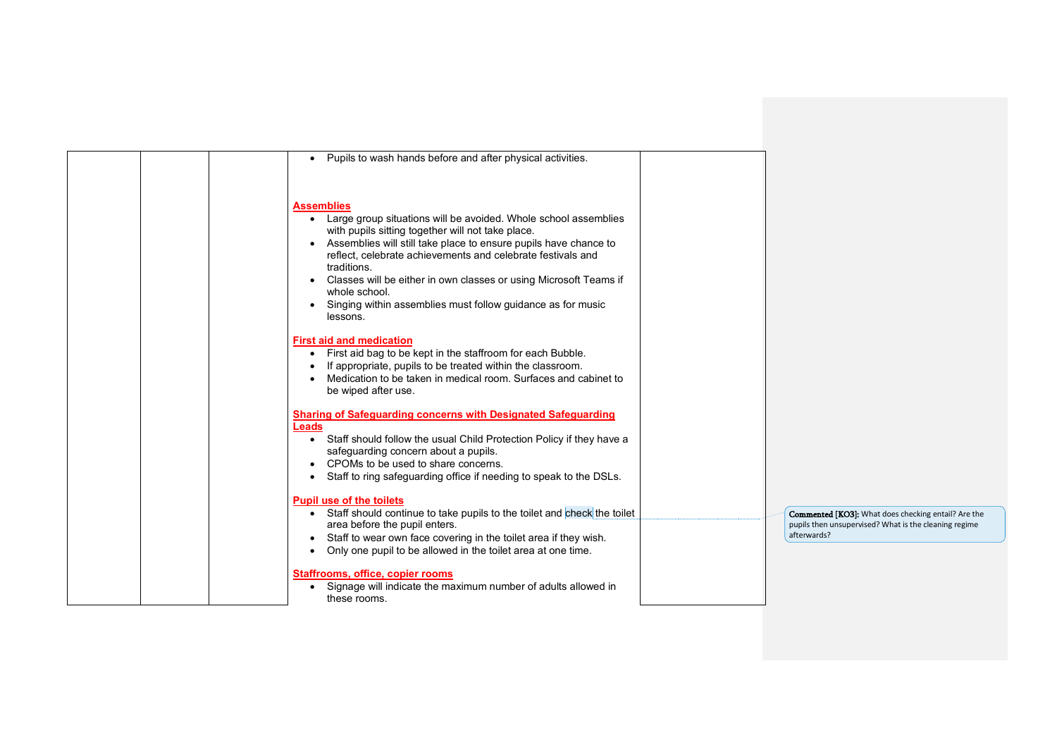| | | | | |
|---|---|---|---|---|
| | | | • Pupils to wash hands before and after physical activities.<br><br>**Assemblies**<br>• Large group situations will be avoided. Whole school assemblies with pupils sitting together will not take place.<br>• Assemblies will still take place to ensure pupils have chance to reflect, celebrate achievements and celebrate festivals and traditions.<br>• Classes will be either in own classes or using Microsoft Teams if whole school.<br>• Singing within assemblies must follow guidance as for music lessons.<br><br>**First aid and medication**<br>• First aid bag to be kept in the staffroom for each Bubble.<br>• If appropriate, pupils to be treated within the classroom.<br>• Medication to be taken in medical room. Surfaces and cabinet to be wiped after use.<br><br>**Sharing of Safeguarding concerns with Designated Safeguarding Leads**<br>• Staff should follow the usual Child Protection Policy if they have a safeguarding concern about a pupils.<br>• CPOMs to be used to share concerns.<br>• Staff to ring safeguarding office if needing to speak to the DSLs.<br><br>**Pupil use of the toilets**<br>• Staff should continue to take pupils to the toilet and check the toilet area before the pupil enters.<br>• Staff to wear own face covering in the toilet area if they wish.<br>• Only one pupil to be allowed in the toilet area at one time.<br><br>**Staffrooms, office, copier rooms**<br>• Signage will indicate the maximum number of adults allowed in these rooms. | |

**Commented [KO3]:** What does checking entail? Are the pupils then unsupervised? What is the cleaning regime afterwards?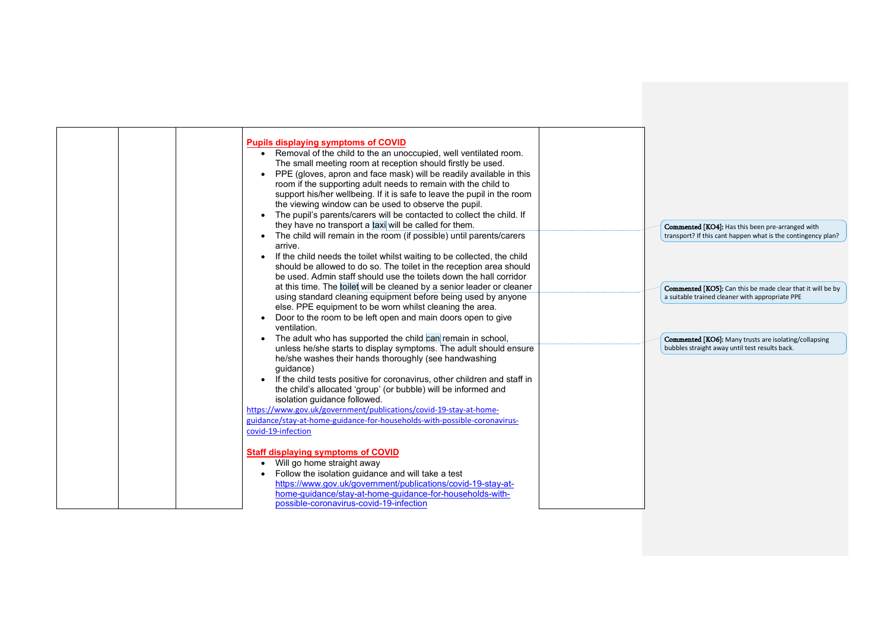| | | | **Pupils displaying symptoms of COVID**<br>• Removal of the child to the an unoccupied, well ventilated room. The small meeting room at reception should firstly be used.<br>• PPE (gloves, apron and face mask) will be readily available in this room if the supporting adult needs to remain with the child to support his/her wellbeing. If it is safe to leave the pupil in the room the viewing window can be used to observe the pupil.<br>• The pupil's parents/carers will be contacted to collect the child. If they have no transport a taxi will be called for them.<br>• The child will remain in the room (if possible) until parents/carers arrive.<br>• If the child needs the toilet whilst waiting to be collected, the child should be allowed to do so. The toilet in the reception area should be used. Admin staff should use the toilets down the hall corridor at this time. The toilet will be cleaned by a senior leader or cleaner using standard cleaning equipment before being used by anyone else. PPE equipment to be worn whilst cleaning the area.<br>• Door to the room to be left open and main doors open to give ventilation.<br>• The adult who has supported the child can remain in school, unless he/she starts to display symptoms. The adult should ensure he/she washes their hands thoroughly (see handwashing guidance)<br>• If the child tests positive for coronavirus, other children and staff in the child's allocated 'group' (or bubble) will be informed and isolation guidance followed.<br>https://www.gov.uk/government/publications/covid-19-stay-at-home-guidance/stay-at-home-guidance-for-households-with-possible-coronavirus-covid-19-infection<br><br>**Staff displaying symptoms of COVID**<br>• Will go home straight away<br>• Follow the isolation guidance and will take a test https://www.gov.uk/government/publications/covid-19-stay-at-home-guidance/stay-at-home-guidance-for-households-with-possible-coronavirus-covid-19-infection | |
|---|---|---|---|---|

**Commented [KO4]:** Has this been pre-arranged with transport? If this cant happen what is the contingency plan?

**Commented [KO5]:** Can this be made clear that it will be by a suitable trained cleaner with appropriate PPE

**Commented [KO6]:** Many trusts are isolating/collapsing bubbles straight away until test results back.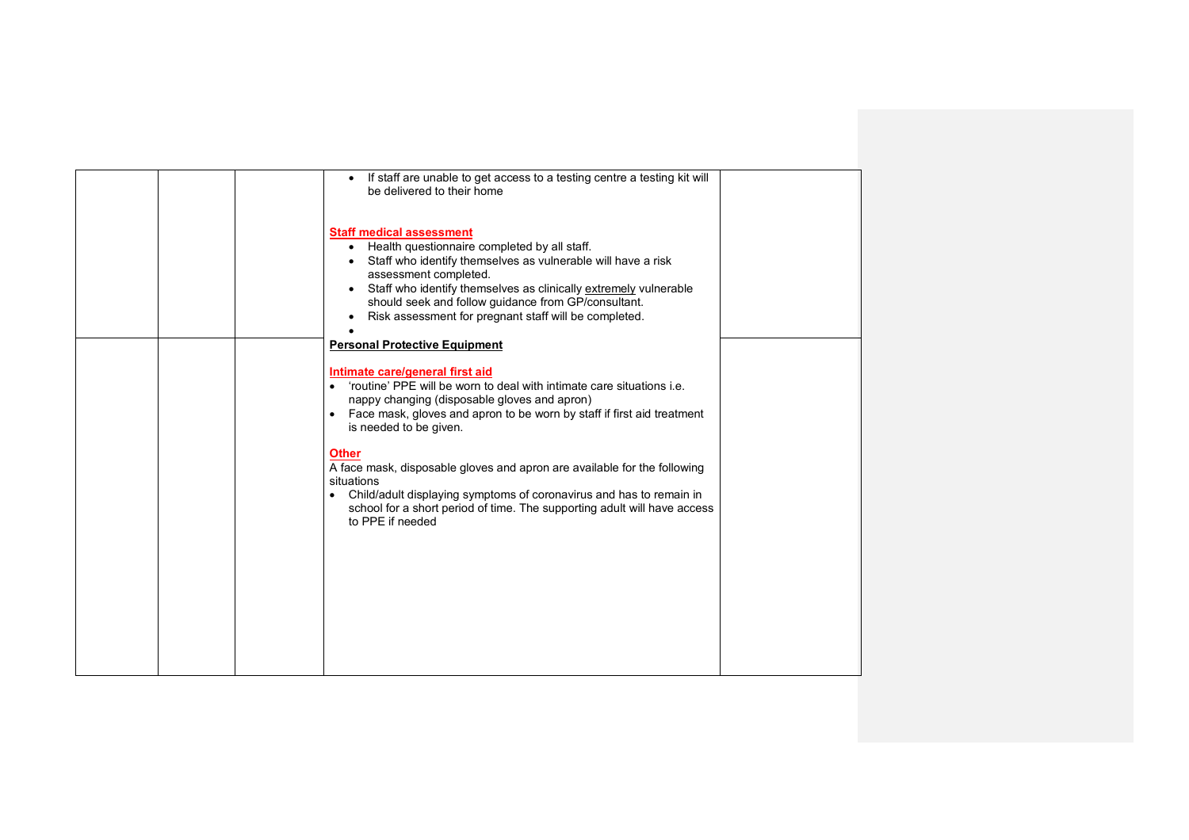| | | | | |
|---|---|---|---|---|
| | | | • If staff are unable to get access to a testing centre a testing kit will be delivered to their home<br><br>**Staff medical assessment**<br>• Health questionnaire completed by all staff.<br>• Staff who identify themselves as vulnerable will have a risk assessment completed.<br>• Staff who identify themselves as clinically extremely vulnerable should seek and follow guidance from GP/consultant.<br>• Risk assessment for pregnant staff will be completed.<br>• | |
| | | | **Personal Protective Equipment**<br><br>**Intimate care/general first aid**<br>• 'routine' PPE will be worn to deal with intimate care situations i.e. nappy changing (disposable gloves and apron)<br>• Face mask, gloves and apron to be worn by staff if first aid treatment is needed to be given.<br><br>**Other**<br>A face mask, disposable gloves and apron are available for the following situations<br>• Child/adult displaying symptoms of coronavirus and has to remain in school for a short period of time. The supporting adult will have access to PPE if needed | |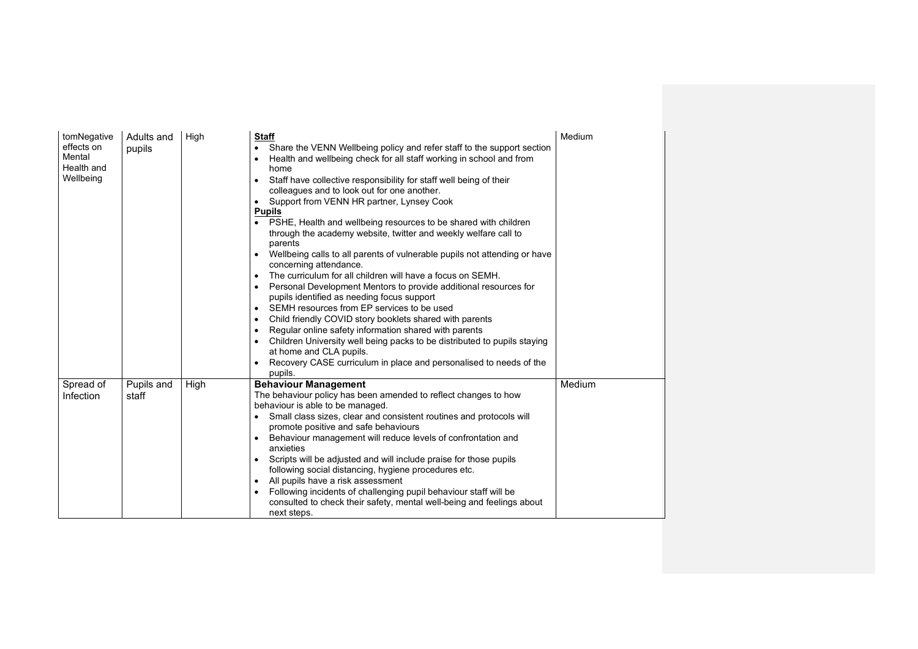| | | | | |
|---|---|---|---|---|
| tomNegative effects on Mental Health and Wellbeing | Adults and pupils | High | **Staff**<br>• Share the VENN Wellbeing policy and refer staff to the support section<br>• Health and wellbeing check for all staff working in school and from home<br>• Staff have collective responsibility for staff well being of their colleagues and to look out for one another.<br>• Support from VENN HR partner, Lynsey Cook<br>**Pupils**<br>• PSHE, Health and wellbeing resources to be shared with children through the academy website, twitter and weekly welfare call to parents<br>• Wellbeing calls to all parents of vulnerable pupils not attending or have concerning attendance.<br>• The curriculum for all children will have a focus on SEMH.<br>• Personal Development Mentors to provide additional resources for pupils identified as needing focus support<br>• SEMH resources from EP services to be used<br>• Child friendly COVID story booklets shared with parents<br>• Regular online safety information shared with parents<br>• Children University well being packs to be distributed to pupils staying at home and CLA pupils.<br>• Recovery CASE curriculum in place and personalised to needs of the pupils. | Medium |
| Spread of Infection | Pupils and staff | High | **Behaviour Management**<br>The behaviour policy has been amended to reflect changes to how behaviour is able to be managed.<br>• Small class sizes, clear and consistent routines and protocols will promote positive and safe behaviours<br>• Behaviour management will reduce levels of confrontation and anxieties<br>• Scripts will be adjusted and will include praise for those pupils following social distancing, hygiene procedures etc.<br>• All pupils have a risk assessment<br>• Following incidents of challenging pupil behaviour staff will be consulted to check their safety, mental well-being and feelings about next steps. | Medium |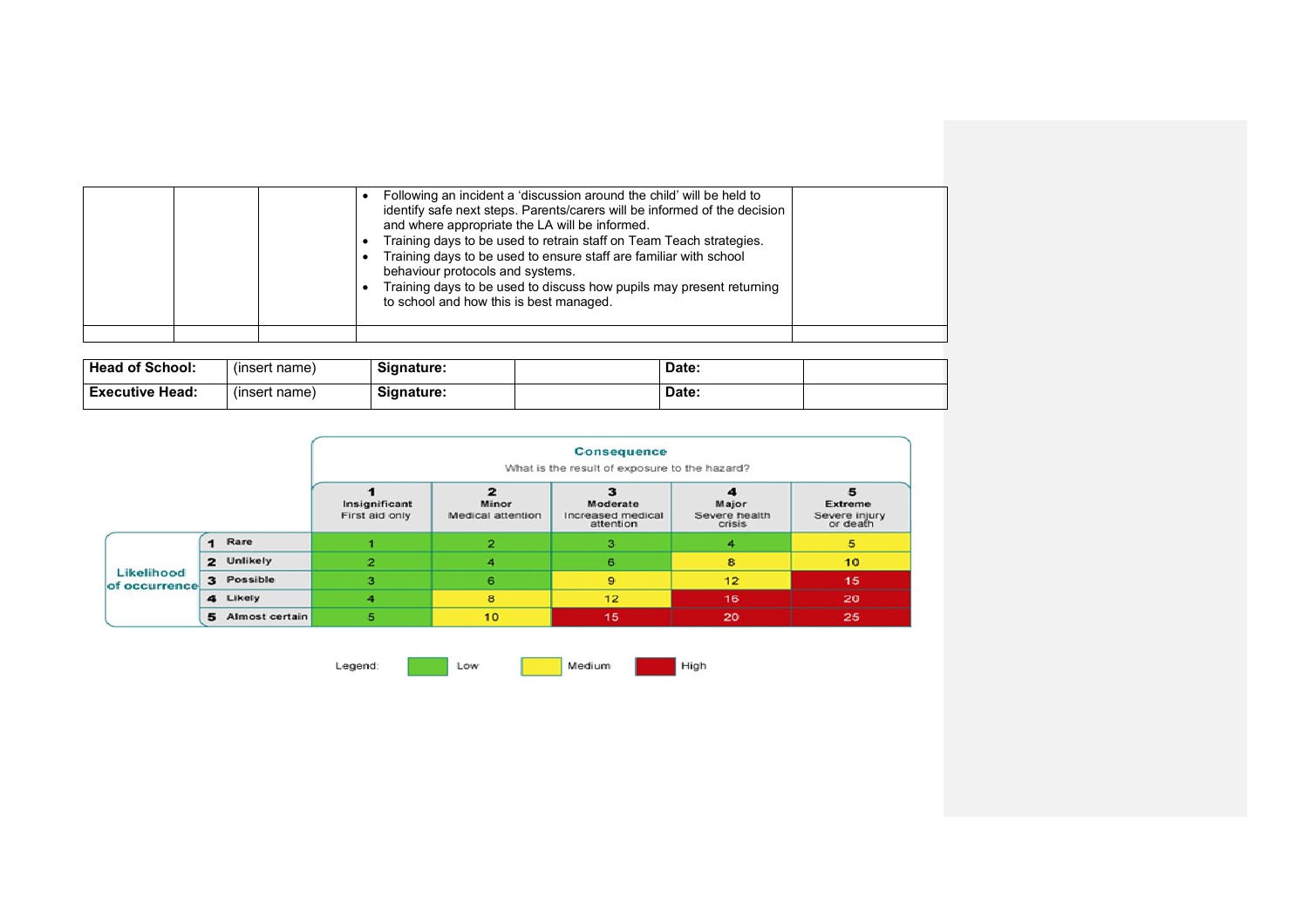| | | | | |
|---|---|---|---|---|
| | | | • Following an incident a 'discussion around the child' will be held to identify safe next steps. Parents/carers will be informed of the decision and where appropriate the LA will be informed.<br>• Training days to be used to retrain staff on Team Teach strategies.<br>• Training days to be used to ensure staff are familiar with school behaviour protocols and systems.<br>• Training days to be used to discuss how pupils may present returning to school and how this is best managed. | |
| | | | | |

| | | | | | |
|---|---|---|---|---|---|
| **Head of School:** | (insert name) | **Signature:** | | **Date:** | |
| **Executive Head:** | (insert name) | **Signature:** | | **Date:** | |

| | | Consequence<br>What is the result of exposure to the hazard? | | | | |
|---|---|---|---|---|---|---|
| | | **1**<br>**Insignificant**<br>First aid only | **2**<br>**Minor**<br>Medical attention | **3**<br>**Moderate**<br>Increased medical attention | **4**<br>**Major**<br>Severe health crisis | **5**<br>**Extreme**<br>Severe injury or death |
| Likelihood of occurrence | **1 Rare** | 1 | 2 | 3 | 4 | 5 |
| | **2 Unlikely** | 2 | 4 | 6 | 8 | 10 |
| | **3 Possible** | 3 | 6 | 9 | 12 | 15 |
| | **4 Likely** | 4 | 8 | 12 | 16 | 20 |
| | **5 Almost certain** | 5 | 10 | 15 | 20 | 25 |

Legend: Low Medium High